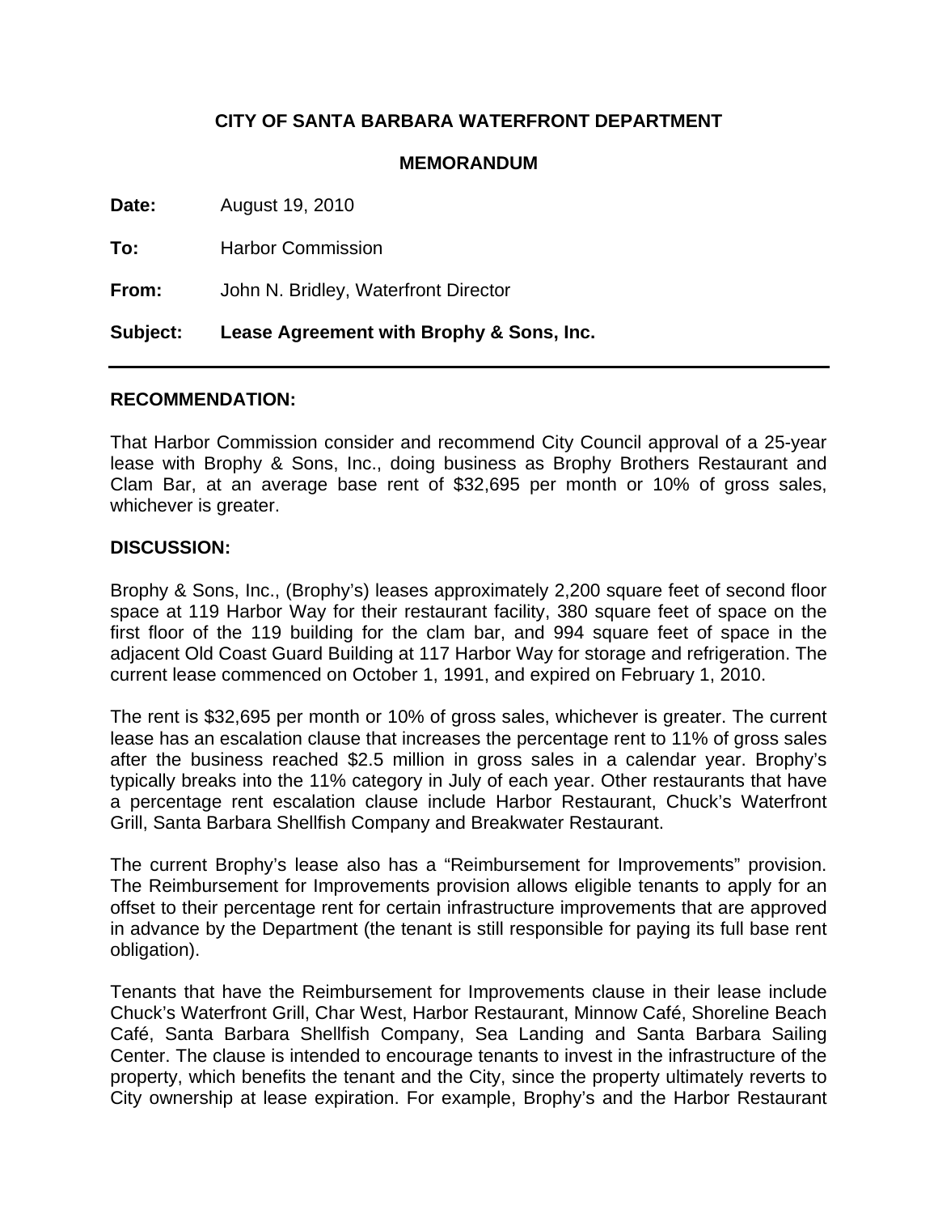**CITY OF SANTA BARBARA WATERFRONT DEPARTMENT**

**MEMORANDUM**

**Date:** August 19, 2010

**To:** Harbor Commission

**From:** John N. Bridley, Waterfront Director

**Subject: Lease Agreement with Brophy & Sons, Inc.**

---

**RECOMMENDATION:**

That Harbor Commission consider and recommend City Council approval of a 25-year lease with Brophy & Sons, Inc., doing business as Brophy Brothers Restaurant and Clam Bar, at an average base rent of $32,695 per month or 10% of gross sales, whichever is greater.

**DISCUSSION:**

Brophy & Sons, Inc., (Brophy's) leases approximately 2,200 square feet of second floor space at 119 Harbor Way for their restaurant facility, 380 square feet of space on the first floor of the 119 building for the clam bar, and 994 square feet of space in the adjacent Old Coast Guard Building at 117 Harbor Way for storage and refrigeration. The current lease commenced on October 1, 1991, and expired on February 1, 2010.

The rent is $32,695 per month or 10% of gross sales, whichever is greater. The current lease has an escalation clause that increases the percentage rent to 11% of gross sales after the business reached $2.5 million in gross sales in a calendar year. Brophy's typically breaks into the 11% category in July of each year. Other restaurants that have a percentage rent escalation clause include Harbor Restaurant, Chuck's Waterfront Grill, Santa Barbara Shellfish Company and Breakwater Restaurant.

The current Brophy's lease also has a "Reimbursement for Improvements" provision. The Reimbursement for Improvements provision allows eligible tenants to apply for an offset to their percentage rent for certain infrastructure improvements that are approved in advance by the Department (the tenant is still responsible for paying its full base rent obligation).

Tenants that have the Reimbursement for Improvements clause in their lease include Chuck's Waterfront Grill, Char West, Harbor Restaurant, Minnow Café, Shoreline Beach Café, Santa Barbara Shellfish Company, Sea Landing and Santa Barbara Sailing Center. The clause is intended to encourage tenants to invest in the infrastructure of the property, which benefits the tenant and the City, since the property ultimately reverts to City ownership at lease expiration. For example, Brophy's and the Harbor Restaurant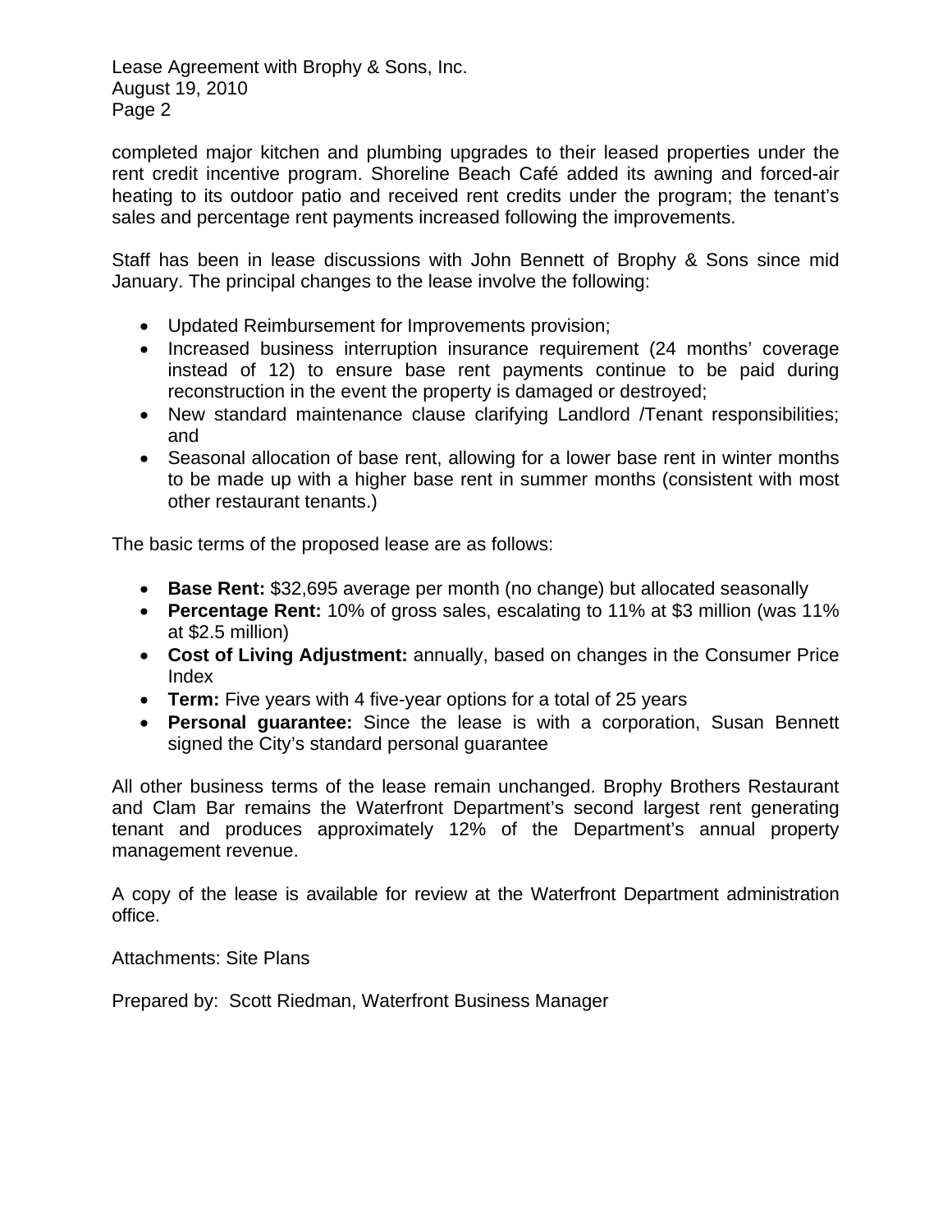completed major kitchen and plumbing upgrades to their leased properties under the rent credit incentive program. Shoreline Beach Café added its awning and forced-air heating to its outdoor patio and received rent credits under the program; the tenant's sales and percentage rent payments increased following the improvements.

Staff has been in lease discussions with John Bennett of Brophy & Sons since mid January. The principal changes to the lease involve the following:

- Updated Reimbursement for Improvements provision;
- Increased business interruption insurance requirement (24 months' coverage instead of 12) to ensure base rent payments continue to be paid during reconstruction in the event the property is damaged or destroyed;
- New standard maintenance clause clarifying Landlord /Tenant responsibilities; and
- Seasonal allocation of base rent, allowing for a lower base rent in winter months to be made up with a higher base rent in summer months (consistent with most other restaurant tenants.)

The basic terms of the proposed lease are as follows:

- **Base Rent:** $32,695 average per month (no change) but allocated seasonally
- **Percentage Rent:** 10% of gross sales, escalating to 11% at $3 million (was 11% at $2.5 million)
- **Cost of Living Adjustment:** annually, based on changes in the Consumer Price Index
- **Term:** Five years with 4 five-year options for a total of 25 years
- **Personal guarantee:** Since the lease is with a corporation, Susan Bennett signed the City's standard personal guarantee

All other business terms of the lease remain unchanged. Brophy Brothers Restaurant and Clam Bar remains the Waterfront Department's second largest rent generating tenant and produces approximately 12% of the Department's annual property management revenue.

A copy of the lease is available for review at the Waterfront Department administration office.

Attachments: Site Plans

Prepared by: Scott Riedman, Waterfront Business Manager